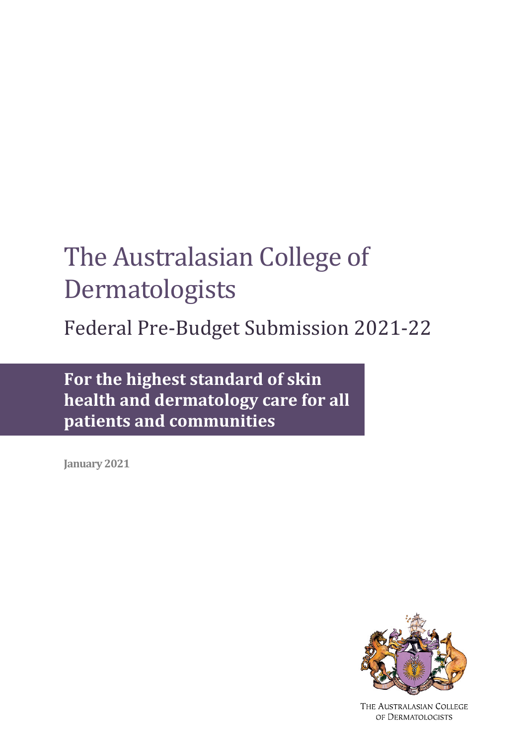# The Australasian College of Dermatologists

## Federal Pre-Budget Submission 2021-22

**For the highest standard of skin health and dermatology care for all patients and communities**

**January 2021**

THE AUSTRALASIAN COLLEGE OF DERMATOLOGISTS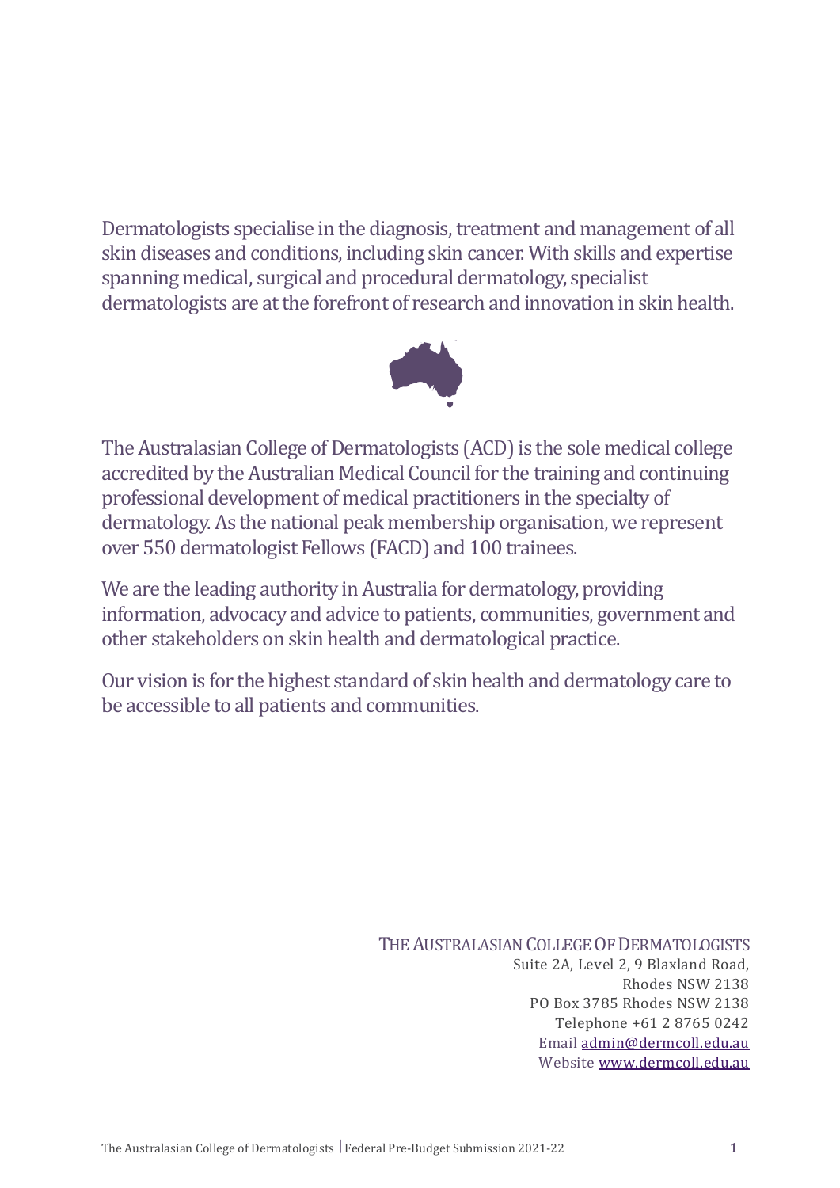Dermatologists specialise in the diagnosis, treatment and management of all skin diseases and conditions, including skin cancer. With skills and expertise spanning medical, surgical and procedural dermatology, specialist dermatologists are at the forefront of research and innovation in skin health.

The Australasian College of Dermatologists (ACD) is the sole medical college accredited by the Australian Medical Council for the training and continuing professional development of medical practitioners in the specialty of dermatology. As the national peak membership organisation, we represent over 550 dermatologist Fellows (FACD) and 100 trainees.

We are the leading authority in Australia for dermatology, providing information, advocacy and advice to patients, communities, government and other stakeholders on skin health and dermatological practice.

Our vision is for the highest standard of skin health and dermatology care to be accessible to all patients and communities.

THE AUSTRALASIAN COLLEGE OF DERMATOLOGISTS
Suite 2A, Level 2, 9 Blaxland Road,
Rhodes NSW 2138
PO Box 3785 Rhodes NSW 2138
Telephone +61 2 8765 0242
Email admin@dermcoll.edu.au
Website www.dermcoll.edu.au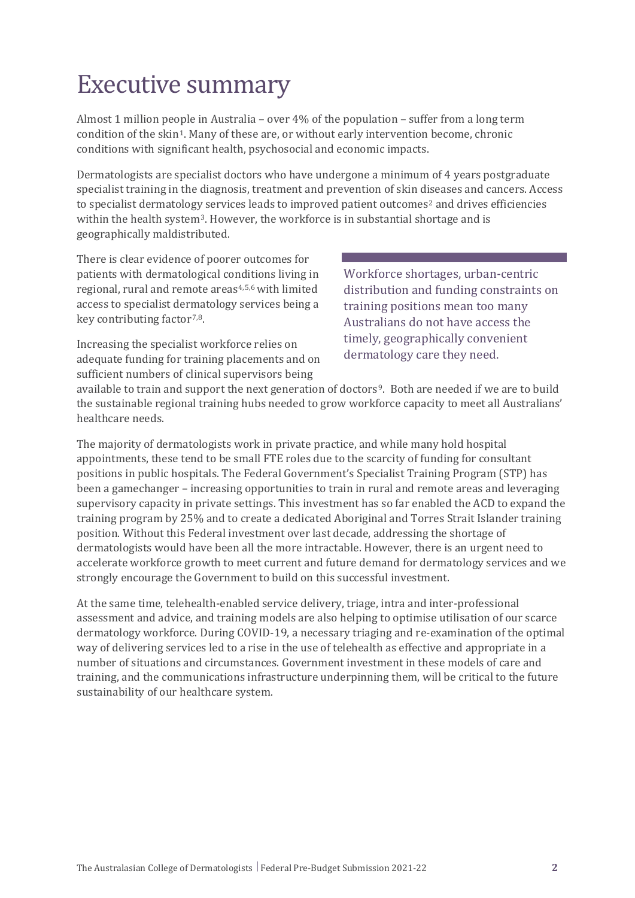# Executive summary

Almost 1 million people in Australia – over 4% of the population – suffer from a long term condition of the skin[1]. Many of these are, or without early intervention become, chronic conditions with significant health, psychosocial and economic impacts.

Dermatologists are specialist doctors who have undergone a minimum of 4 years postgraduate specialist training in the diagnosis, treatment and prevention of skin diseases and cancers. Access to specialist dermatology services leads to improved patient outcomes[2] and drives efficiencies within the health system[3]. However, the workforce is in substantial shortage and is geographically maldistributed.

There is clear evidence of poorer outcomes for patients with dermatological conditions living in regional, rural and remote areas[4,5,6] with limited access to specialist dermatology services being a key contributing factor[7,8].

> Workforce shortages, urban-centric distribution and funding constraints on training positions mean too many Australians do not have access the timely, geographically convenient dermatology care they need.

Increasing the specialist workforce relies on adequate funding for training placements and on sufficient numbers of clinical supervisors being available to train and support the next generation of doctors[9]. Both are needed if we are to build the sustainable regional training hubs needed to grow workforce capacity to meet all Australians' healthcare needs.

The majority of dermatologists work in private practice, and while many hold hospital appointments, these tend to be small FTE roles due to the scarcity of funding for consultant positions in public hospitals. The Federal Government's Specialist Training Program (STP) has been a gamechanger – increasing opportunities to train in rural and remote areas and leveraging supervisory capacity in private settings. This investment has so far enabled the ACD to expand the training program by 25% and to create a dedicated Aboriginal and Torres Strait Islander training position. Without this Federal investment over last decade, addressing the shortage of dermatologists would have been all the more intractable. However, there is an urgent need to accelerate workforce growth to meet current and future demand for dermatology services and we strongly encourage the Government to build on this successful investment.

At the same time, telehealth-enabled service delivery, triage, intra and inter-professional assessment and advice, and training models are also helping to optimise utilisation of our scarce dermatology workforce. During COVID-19, a necessary triaging and re-examination of the optimal way of delivering services led to a rise in the use of telehealth as effective and appropriate in a number of situations and circumstances. Government investment in these models of care and training, and the communications infrastructure underpinning them, will be critical to the future sustainability of our healthcare system.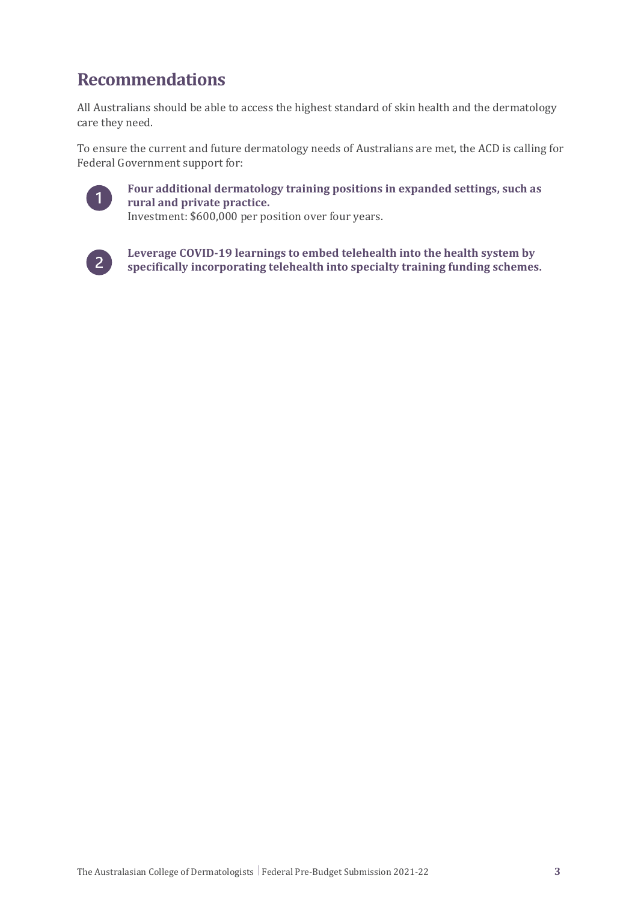# Recommendations

All Australians should be able to access the highest standard of skin health and the dermatology care they need.

To ensure the current and future dermatology needs of Australians are met, the ACD is calling for Federal Government support for:

1. **Four additional dermatology training positions in expanded settings, such as rural and private practice.**
   Investment: $600,000 per position over four years.

2. **Leverage COVID-19 learnings to embed telehealth into the health system by specifically incorporating telehealth into specialty training funding schemes.**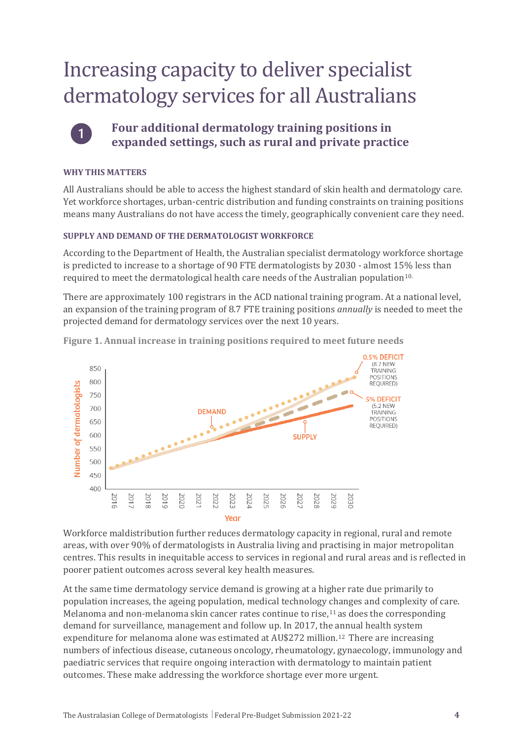# Increasing capacity to deliver specialist dermatology services for all Australians

## 1 Four additional dermatology training positions in expanded settings, such as rural and private practice

### WHY THIS MATTERS

All Australians should be able to access the highest standard of skin health and dermatology care. Yet workforce shortages, urban-centric distribution and funding constraints on training positions means many Australians do not have access the timely, geographically convenient care they need.

### SUPPLY AND DEMAND OF THE DERMATOLOGIST WORKFORCE

According to the Department of Health, the Australian specialist dermatology workforce shortage is predicted to increase to a shortage of 90 FTE dermatologists by 2030 - almost 15% less than required to meet the dermatological health care needs of the Australian population[10].

There are approximately 100 registrars in the ACD national training program. At a national level, an expansion of the training program of 8.7 FTE training positions *annually* is needed to meet the projected demand for dermatology services over the next 10 years.

**Figure 1. Annual increase in training positions required to meet future needs**

Workforce maldistribution further reduces dermatology capacity in regional, rural and remote areas, with over 90% of dermatologists in Australia living and practising in major metropolitan centres. This results in inequitable access to services in regional and rural areas and is reflected in poorer patient outcomes across several key health measures.

At the same time dermatology service demand is growing at a higher rate due primarily to population increases, the ageing population, medical technology changes and complexity of care. Melanoma and non-melanoma skin cancer rates continue to rise,[11] as does the corresponding demand for surveillance, management and follow up. In 2017, the annual health system expenditure for melanoma alone was estimated at AU$272 million.[12] There are increasing numbers of infectious disease, cutaneous oncology, rheumatology, gynaecology, immunology and paediatric services that require ongoing interaction with dermatology to maintain patient outcomes. These make addressing the workforce shortage ever more urgent.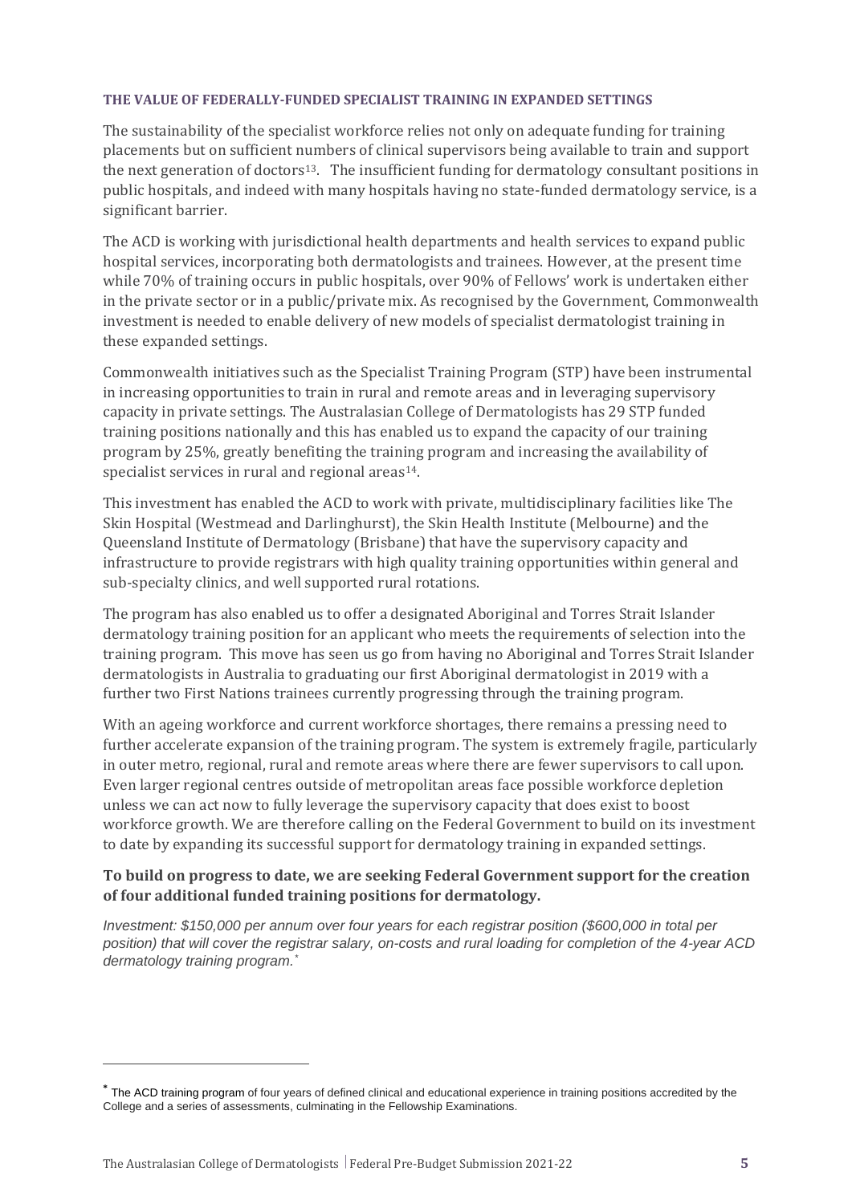### THE VALUE OF FEDERALLY-FUNDED SPECIALIST TRAINING IN EXPANDED SETTINGS

The sustainability of the specialist workforce relies not only on adequate funding for training placements but on sufficient numbers of clinical supervisors being available to train and support the next generation of doctors[13]. The insufficient funding for dermatology consultant positions in public hospitals, and indeed with many hospitals having no state-funded dermatology service, is a significant barrier.

The ACD is working with jurisdictional health departments and health services to expand public hospital services, incorporating both dermatologists and trainees. However, at the present time while 70% of training occurs in public hospitals, over 90% of Fellows' work is undertaken either in the private sector or in a public/private mix. As recognised by the Government, Commonwealth investment is needed to enable delivery of new models of specialist dermatologist training in these expanded settings.

Commonwealth initiatives such as the Specialist Training Program (STP) have been instrumental in increasing opportunities to train in rural and remote areas and in leveraging supervisory capacity in private settings. The Australasian College of Dermatologists has 29 STP funded training positions nationally and this has enabled us to expand the capacity of our training program by 25%, greatly benefiting the training program and increasing the availability of specialist services in rural and regional areas[14].

This investment has enabled the ACD to work with private, multidisciplinary facilities like The Skin Hospital (Westmead and Darlinghurst), the Skin Health Institute (Melbourne) and the Queensland Institute of Dermatology (Brisbane) that have the supervisory capacity and infrastructure to provide registrars with high quality training opportunities within general and sub-specialty clinics, and well supported rural rotations.

The program has also enabled us to offer a designated Aboriginal and Torres Strait Islander dermatology training position for an applicant who meets the requirements of selection into the training program. This move has seen us go from having no Aboriginal and Torres Strait Islander dermatologists in Australia to graduating our first Aboriginal dermatologist in 2019 with a further two First Nations trainees currently progressing through the training program.

With an ageing workforce and current workforce shortages, there remains a pressing need to further accelerate expansion of the training program. The system is extremely fragile, particularly in outer metro, regional, rural and remote areas where there are fewer supervisors to call upon. Even larger regional centres outside of metropolitan areas face possible workforce depletion unless we can act now to fully leverage the supervisory capacity that does exist to boost workforce growth. We are therefore calling on the Federal Government to build on its investment to date by expanding its successful support for dermatology training in expanded settings.

**To build on progress to date, we are seeking Federal Government support for the creation of four additional funded training positions for dermatology.**

*Investment: $150,000 per annum over four years for each registrar position ($600,000 in total per position) that will cover the registrar salary, on-costs and rural loading for completion of the 4-year ACD dermatology training program.*[*]

---

[*] The ACD training program of four years of defined clinical and educational experience in training positions accredited by the College and a series of assessments, culminating in the Fellowship Examinations.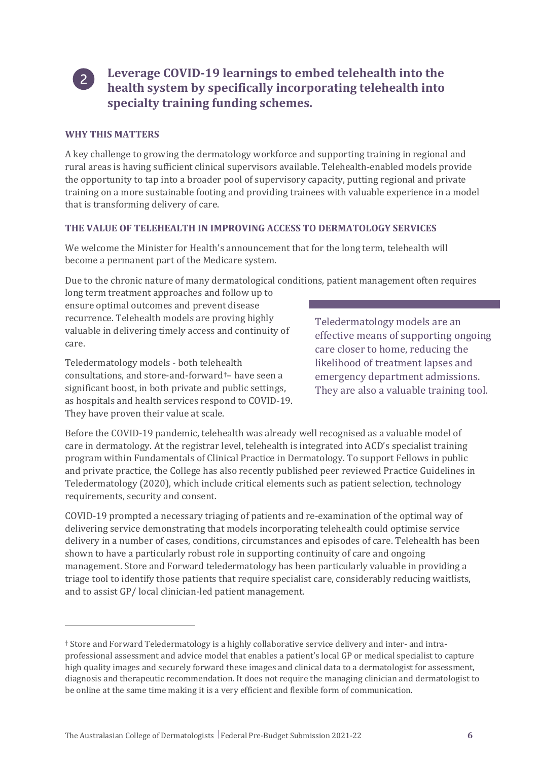## 2 Leverage COVID-19 learnings to embed telehealth into the health system by specifically incorporating telehealth into specialty training funding schemes.

### WHY THIS MATTERS

A key challenge to growing the dermatology workforce and supporting training in regional and rural areas is having sufficient clinical supervisors available. Telehealth-enabled models provide the opportunity to tap into a broader pool of supervisory capacity, putting regional and private training on a more sustainable footing and providing trainees with valuable experience in a model that is transforming delivery of care.

### THE VALUE OF TELEHEALTH IN IMPROVING ACCESS TO DERMATOLOGY SERVICES

We welcome the Minister for Health's announcement that for the long term, telehealth will become a permanent part of the Medicare system.

Due to the chronic nature of many dermatological conditions, patient management often requires long term treatment approaches and follow up to ensure optimal outcomes and prevent disease recurrence. Telehealth models are proving highly valuable in delivering timely access and continuity of care.

Teledermatology models - both telehealth consultations, and store-and-forward[†]– have seen a significant boost, in both private and public settings, as hospitals and health services respond to COVID-19. They have proven their value at scale.

> Teledermatology models are an effective means of supporting ongoing care closer to home, reducing the likelihood of treatment lapses and emergency department admissions. They are also a valuable training tool.

Before the COVID-19 pandemic, telehealth was already well recognised as a valuable model of care in dermatology. At the registrar level, telehealth is integrated into ACD's specialist training program within Fundamentals of Clinical Practice in Dermatology. To support Fellows in public and private practice, the College has also recently published peer reviewed Practice Guidelines in Teledermatology (2020), which include critical elements such as patient selection, technology requirements, security and consent.

COVID-19 prompted a necessary triaging of patients and re-examination of the optimal way of delivering service demonstrating that models incorporating telehealth could optimise service delivery in a number of cases, conditions, circumstances and episodes of care. Telehealth has been shown to have a particularly robust role in supporting continuity of care and ongoing management. Store and Forward teledermatology has been particularly valuable in providing a triage tool to identify those patients that require specialist care, considerably reducing waitlists, and to assist GP/ local clinician-led patient management.

---

[†] Store and Forward Teledermatology is a highly collaborative service delivery and inter- and intra-professional assessment and advice model that enables a patient's local GP or medical specialist to capture high quality images and securely forward these images and clinical data to a dermatologist for assessment, diagnosis and therapeutic recommendation. It does not require the managing clinician and dermatologist to be online at the same time making it is a very efficient and flexible form of communication.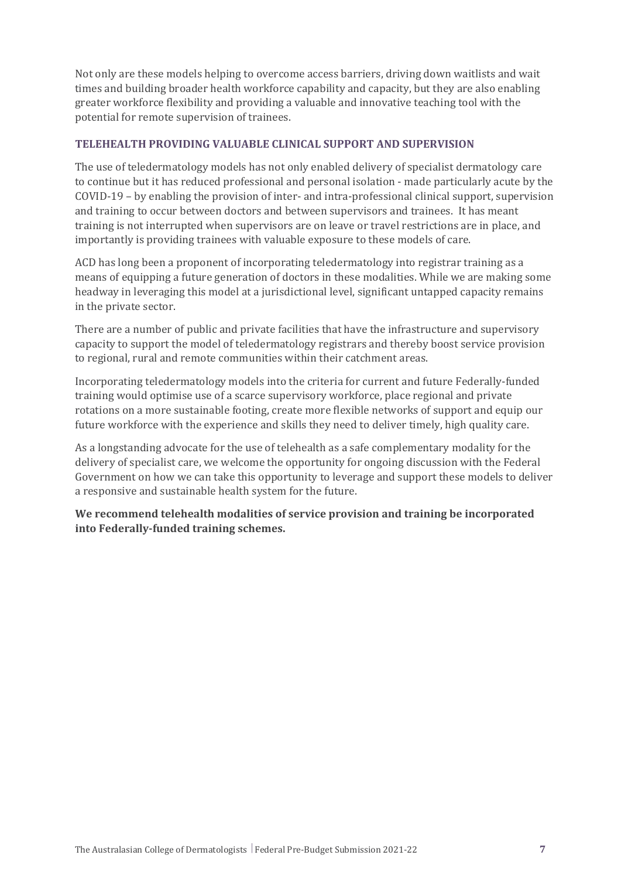Not only are these models helping to overcome access barriers, driving down waitlists and wait times and building broader health workforce capability and capacity, but they are also enabling greater workforce flexibility and providing a valuable and innovative teaching tool with the potential for remote supervision of trainees.

### TELEHEALTH PROVIDING VALUABLE CLINICAL SUPPORT AND SUPERVISION

The use of teledermatology models has not only enabled delivery of specialist dermatology care to continue but it has reduced professional and personal isolation - made particularly acute by the COVID-19 – by enabling the provision of inter- and intra-professional clinical support, supervision and training to occur between doctors and between supervisors and trainees. It has meant training is not interrupted when supervisors are on leave or travel restrictions are in place, and importantly is providing trainees with valuable exposure to these models of care.

ACD has long been a proponent of incorporating teledermatology into registrar training as a means of equipping a future generation of doctors in these modalities. While we are making some headway in leveraging this model at a jurisdictional level, significant untapped capacity remains in the private sector.

There are a number of public and private facilities that have the infrastructure and supervisory capacity to support the model of teledermatology registrars and thereby boost service provision to regional, rural and remote communities within their catchment areas.

Incorporating teledermatology models into the criteria for current and future Federally-funded training would optimise use of a scarce supervisory workforce, place regional and private rotations on a more sustainable footing, create more flexible networks of support and equip our future workforce with the experience and skills they need to deliver timely, high quality care.

As a longstanding advocate for the use of telehealth as a safe complementary modality for the delivery of specialist care, we welcome the opportunity for ongoing discussion with the Federal Government on how we can take this opportunity to leverage and support these models to deliver a responsive and sustainable health system for the future.

**We recommend telehealth modalities of service provision and training be incorporated into Federally-funded training schemes.**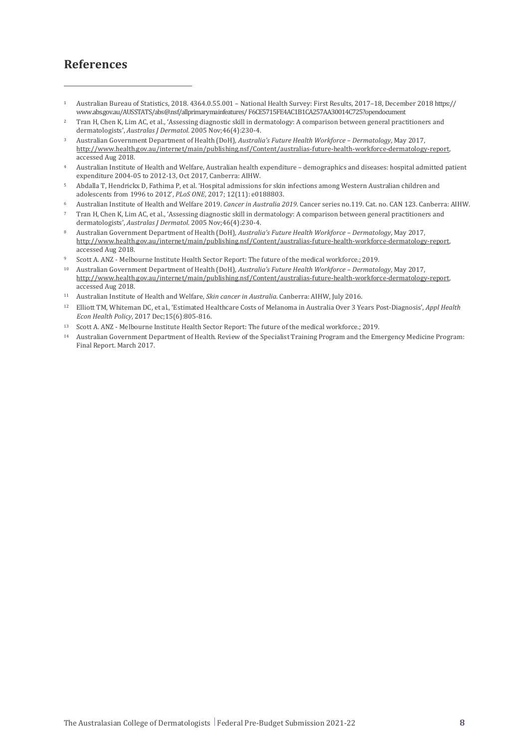## References

1. Australian Bureau of Statistics, 2018. 4364.0.55.001 – National Health Survey: First Results, 2017–18, December 2018 https://www.abs.gov.au/AUSSTATS/abs@.nsf/allprimarymainfeatures/ F6CE5715FE4AC1B1CA257AA30014C725?opendocument
2. Tran H, Chen K, Lim AC, et al., 'Assessing diagnostic skill in dermatology: A comparison between general practitioners and dermatologists', *Australas J Dermatol*. 2005 Nov;46(4):230-4.
3. Australian Government Department of Health (DoH), *Australia's Future Health Workforce – Dermatology*, May 2017, http://www.health.gov.au/internet/main/publishing.nsf/Content/australias-future-health-workforce-dermatology-report, accessed Aug 2018.
4. Australian Institute of Health and Welfare, Australian health expenditure – demographics and diseases: hospital admitted patient expenditure 2004-05 to 2012-13, Oct 2017, Canberra: AIHW.
5. Abdalla T, Hendrickx D, Fathima P, et al. 'Hospital admissions for skin infections among Western Australian children and adolescents from 1996 to 2012', *PLoS ONE*, 2017; 12(11): e0188803.
6. Australian Institute of Health and Welfare 2019. *Cancer in Australia 2019*. Cancer series no.119. Cat. no. CAN 123. Canberra: AIHW.
7. Tran H, Chen K, Lim AC, et al., 'Assessing diagnostic skill in dermatology: A comparison between general practitioners and dermatologists', *Australas J Dermatol*. 2005 Nov;46(4):230-4.
8. Australian Government Department of Health (DoH), *Australia's Future Health Workforce – Dermatology*, May 2017, http://www.health.gov.au/internet/main/publishing.nsf/Content/australias-future-health-workforce-dermatology-report, accessed Aug 2018.
9. Scott A. ANZ - Melbourne Institute Health Sector Report: The future of the medical workforce.; 2019.
10. Australian Government Department of Health (DoH), *Australia's Future Health Workforce – Dermatology*, May 2017, http://www.health.gov.au/internet/main/publishing.nsf/Content/australias-future-health-workforce-dermatology-report, accessed Aug 2018.
11. Australian Institute of Health and Welfare, *Skin cancer in Australia*. Canberra: AIHW, July 2016.
12. Elliott TM, Whiteman DC, et al., 'Estimated Healthcare Costs of Melanoma in Australia Over 3 Years Post-Diagnosis', *Appl Health Econ Health Policy*, 2017 Dec;15(6):805-816.
13. Scott A. ANZ - Melbourne Institute Health Sector Report: The future of the medical workforce.; 2019.
14. Australian Government Department of Health. Review of the Specialist Training Program and the Emergency Medicine Program: Final Report. March 2017.